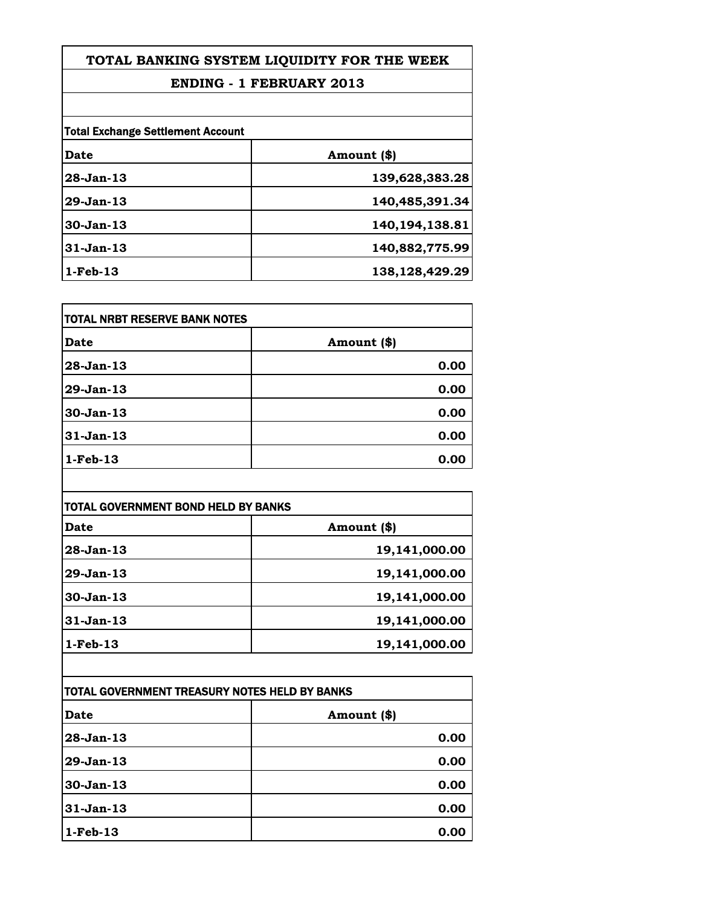# TOTAL BANKING SYSTEM LIQUIDITY FOR THE WEEK

## ENDING - 1 FEBRUARY 2013

**Total Exchange Settlement Account**

| Date | Amount ($) |
|---|---|
| 28-Jan-13 | 139,628,383.28 |
| 29-Jan-13 | 140,485,391.34 |
| 30-Jan-13 | 140,194,138.81 |
| 31-Jan-13 | 140,882,775.99 |
| 1-Feb-13 | 138,128,429.29 |

**TOTAL NRBT RESERVE BANK NOTES**

| Date | Amount ($) |
|---|---|
| 28-Jan-13 | 0.00 |
| 29-Jan-13 | 0.00 |
| 30-Jan-13 | 0.00 |
| 31-Jan-13 | 0.00 |
| 1-Feb-13 | 0.00 |

**TOTAL GOVERNMENT BOND HELD BY BANKS**

| Date | Amount ($) |
|---|---|
| 28-Jan-13 | 19,141,000.00 |
| 29-Jan-13 | 19,141,000.00 |
| 30-Jan-13 | 19,141,000.00 |
| 31-Jan-13 | 19,141,000.00 |
| 1-Feb-13 | 19,141,000.00 |

**TOTAL GOVERNMENT TREASURY NOTES HELD BY BANKS**

| Date | Amount ($) |
|---|---|
| 28-Jan-13 | 0.00 |
| 29-Jan-13 | 0.00 |
| 30-Jan-13 | 0.00 |
| 31-Jan-13 | 0.00 |
| 1-Feb-13 | 0.00 |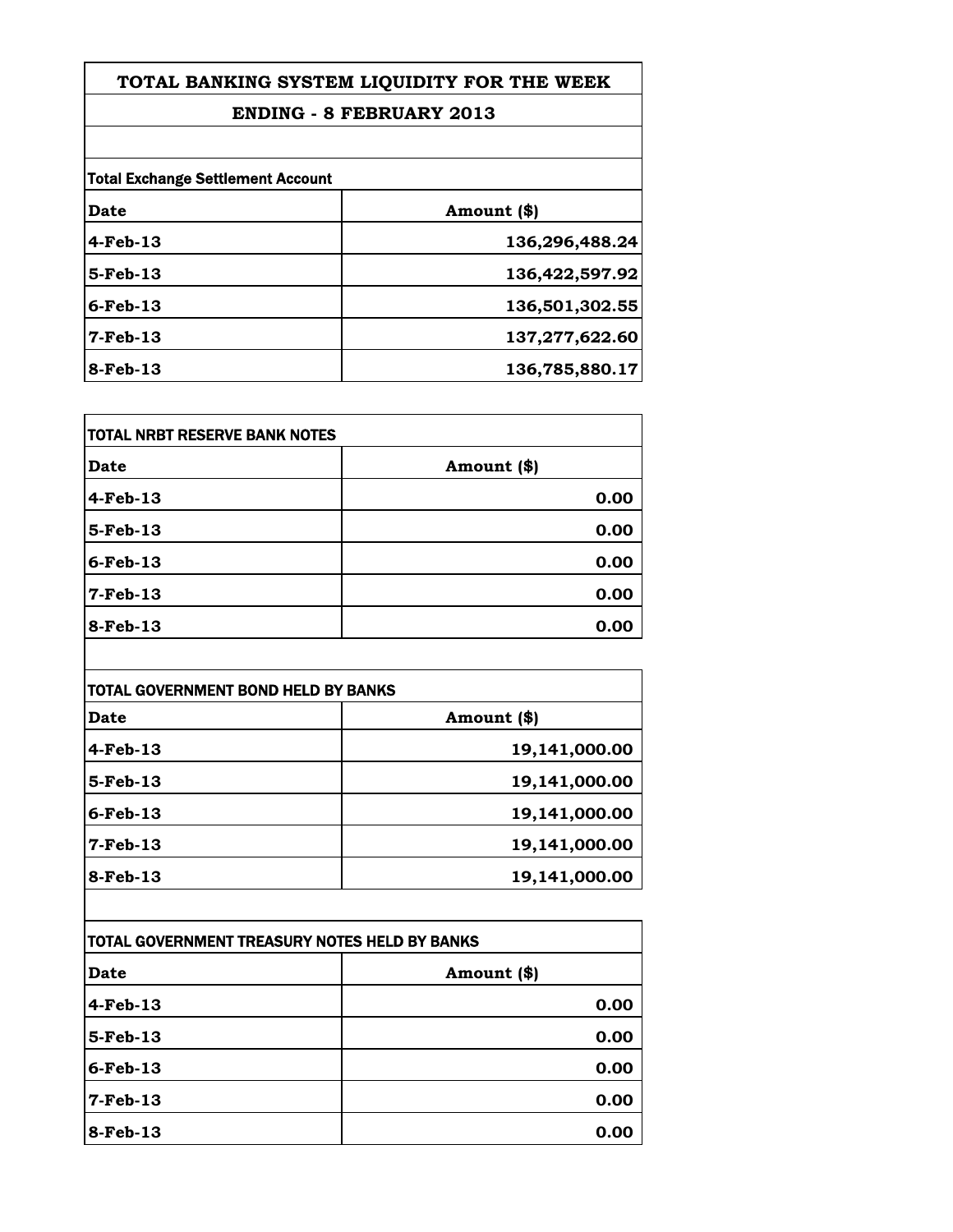# TOTAL BANKING SYSTEM LIQUIDITY FOR THE WEEK

## ENDING - 8 FEBRUARY 2013

**Total Exchange Settlement Account**

| Date | Amount ($) |
|---|---|
| 4-Feb-13 | 136,296,488.24 |
| 5-Feb-13 | 136,422,597.92 |
| 6-Feb-13 | 136,501,302.55 |
| 7-Feb-13 | 137,277,622.60 |
| 8-Feb-13 | 136,785,880.17 |

**TOTAL NRBT RESERVE BANK NOTES**

| Date | Amount ($) |
|---|---|
| 4-Feb-13 | 0.00 |
| 5-Feb-13 | 0.00 |
| 6-Feb-13 | 0.00 |
| 7-Feb-13 | 0.00 |
| 8-Feb-13 | 0.00 |

**TOTAL GOVERNMENT BOND HELD BY BANKS**

| Date | Amount ($) |
|---|---|
| 4-Feb-13 | 19,141,000.00 |
| 5-Feb-13 | 19,141,000.00 |
| 6-Feb-13 | 19,141,000.00 |
| 7-Feb-13 | 19,141,000.00 |
| 8-Feb-13 | 19,141,000.00 |

**TOTAL GOVERNMENT TREASURY NOTES HELD BY BANKS**

| Date | Amount ($) |
|---|---|
| 4-Feb-13 | 0.00 |
| 5-Feb-13 | 0.00 |
| 6-Feb-13 | 0.00 |
| 7-Feb-13 | 0.00 |
| 8-Feb-13 | 0.00 |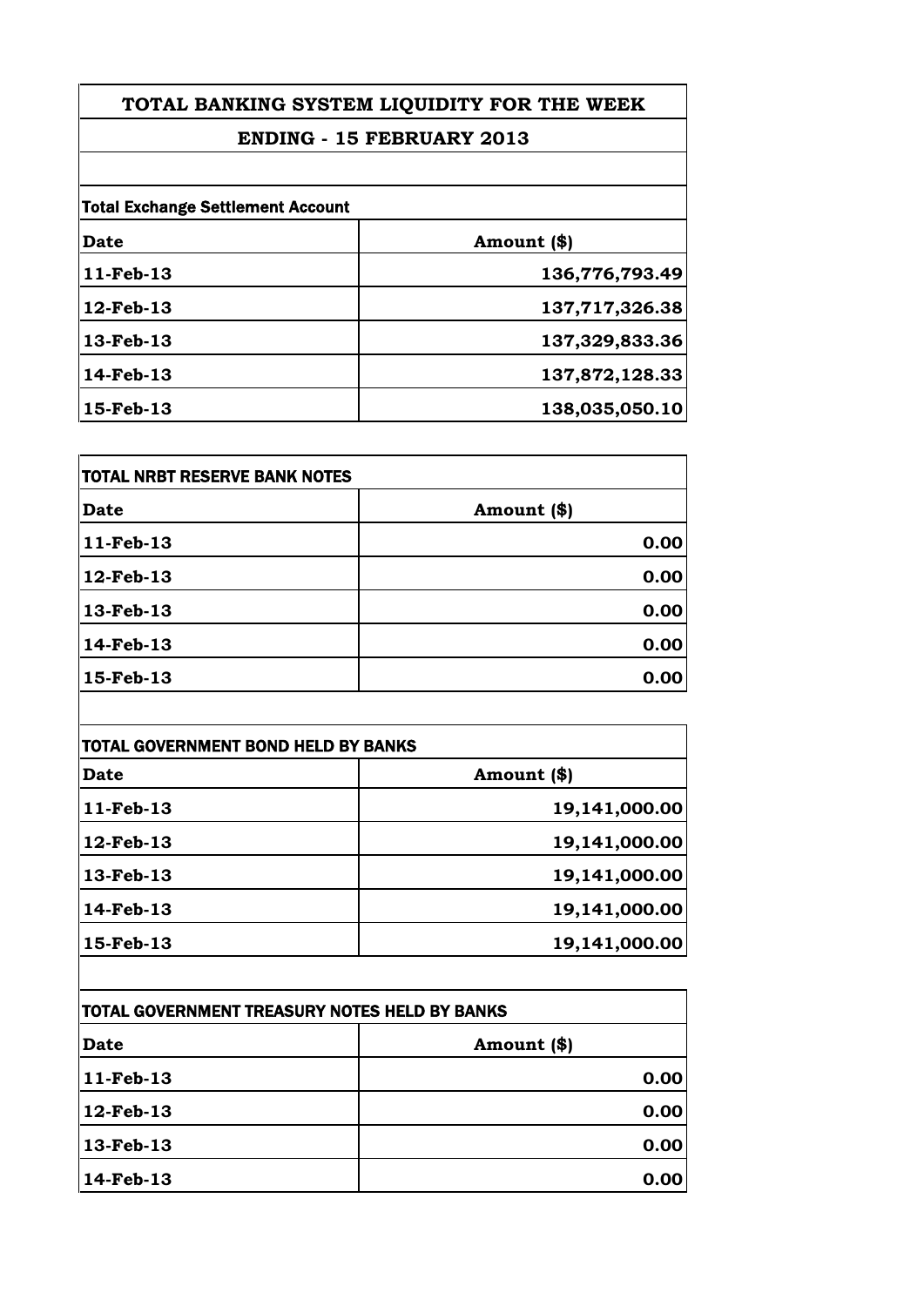# TOTAL BANKING SYSTEM LIQUIDITY FOR THE WEEK

## ENDING - 15 FEBRUARY 2013

**Total Exchange Settlement Account**

| Date | Amount ($) |
|---|---:|
| 11-Feb-13 | 136,776,793.49 |
| 12-Feb-13 | 137,717,326.38 |
| 13-Feb-13 | 137,329,833.36 |
| 14-Feb-13 | 137,872,128.33 |
| 15-Feb-13 | 138,035,050.10 |

**TOTAL NRBT RESERVE BANK NOTES**

| Date | Amount ($) |
|---|---:|
| 11-Feb-13 | 0.00 |
| 12-Feb-13 | 0.00 |
| 13-Feb-13 | 0.00 |
| 14-Feb-13 | 0.00 |
| 15-Feb-13 | 0.00 |

**TOTAL GOVERNMENT BOND HELD BY BANKS**

| Date | Amount ($) |
|---|---:|
| 11-Feb-13 | 19,141,000.00 |
| 12-Feb-13 | 19,141,000.00 |
| 13-Feb-13 | 19,141,000.00 |
| 14-Feb-13 | 19,141,000.00 |
| 15-Feb-13 | 19,141,000.00 |

**TOTAL GOVERNMENT TREASURY NOTES HELD BY BANKS**

| Date | Amount ($) |
|---|---:|
| 11-Feb-13 | 0.00 |
| 12-Feb-13 | 0.00 |
| 13-Feb-13 | 0.00 |
| 14-Feb-13 | 0.00 |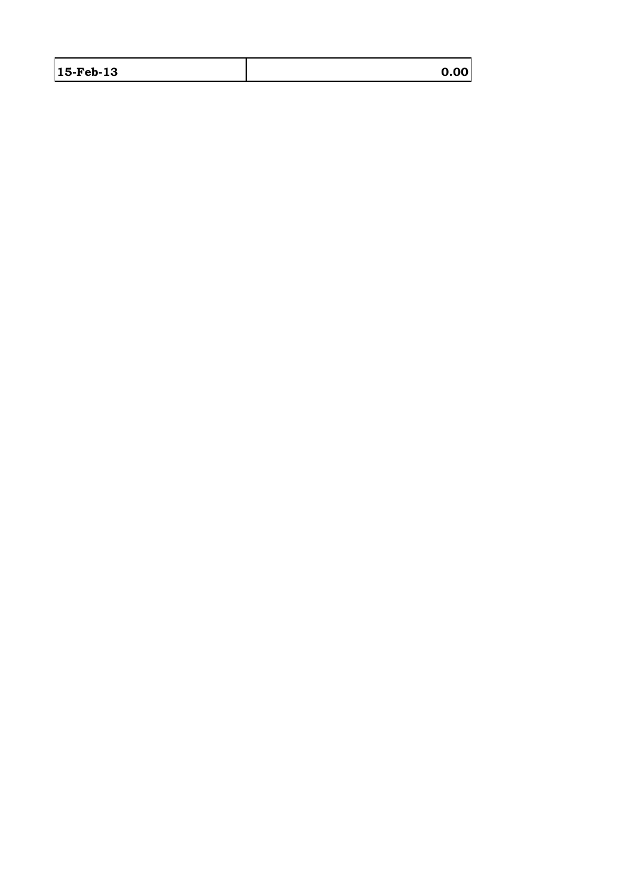| **15-Feb-13** | **0.00** |
|---|---|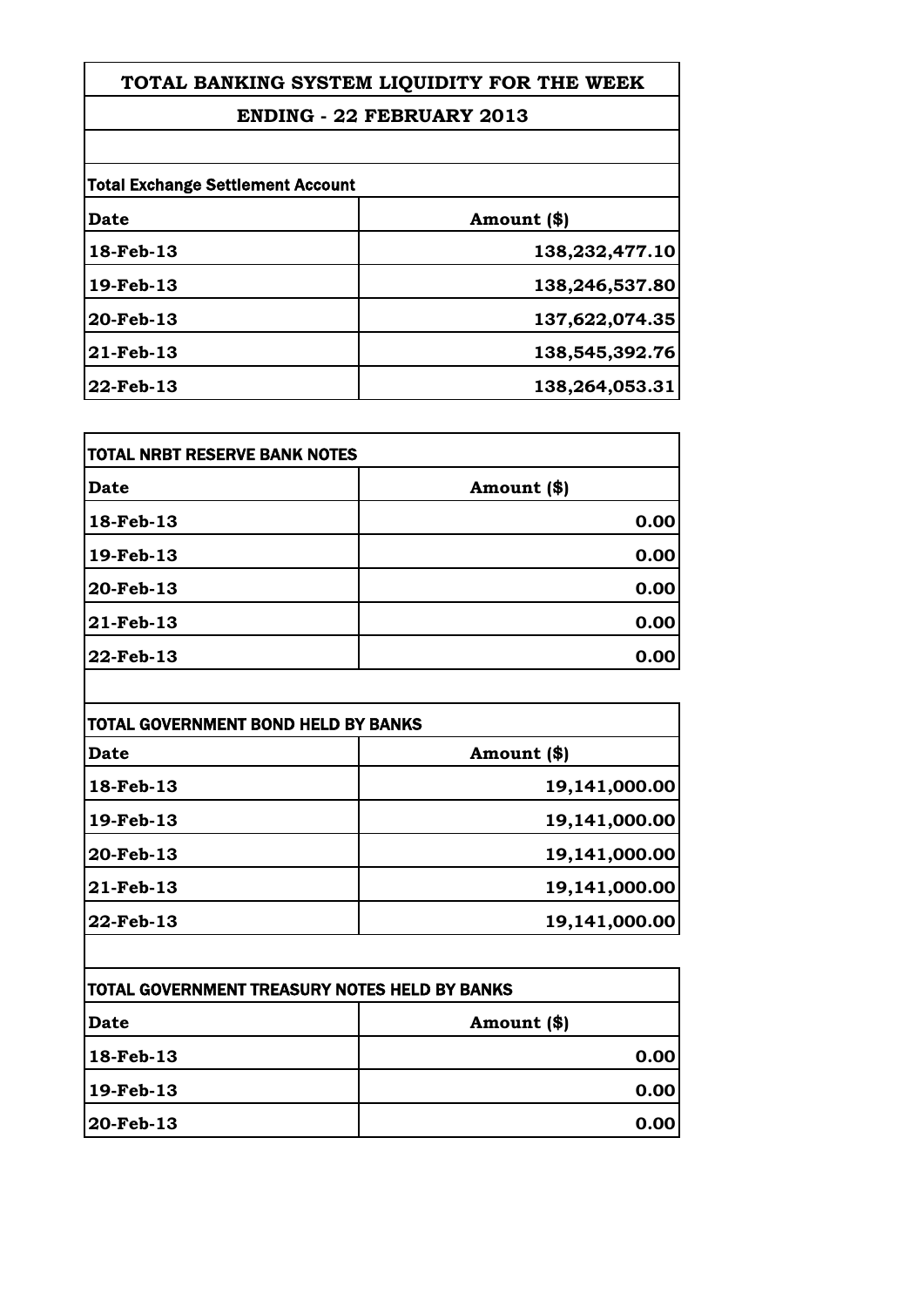# TOTAL BANKING SYSTEM LIQUIDITY FOR THE WEEK

## ENDING - 22 FEBRUARY 2013

**Total Exchange Settlement Account**

| Date | Amount ($) |
|---|---:|
| 18-Feb-13 | 138,232,477.10 |
| 19-Feb-13 | 138,246,537.80 |
| 20-Feb-13 | 137,622,074.35 |
| 21-Feb-13 | 138,545,392.76 |
| 22-Feb-13 | 138,264,053.31 |

**TOTAL NRBT RESERVE BANK NOTES**

| Date | Amount ($) |
|---|---:|
| 18-Feb-13 | 0.00 |
| 19-Feb-13 | 0.00 |
| 20-Feb-13 | 0.00 |
| 21-Feb-13 | 0.00 |
| 22-Feb-13 | 0.00 |

**TOTAL GOVERNMENT BOND HELD BY BANKS**

| Date | Amount ($) |
|---|---:|
| 18-Feb-13 | 19,141,000.00 |
| 19-Feb-13 | 19,141,000.00 |
| 20-Feb-13 | 19,141,000.00 |
| 21-Feb-13 | 19,141,000.00 |
| 22-Feb-13 | 19,141,000.00 |

**TOTAL GOVERNMENT TREASURY NOTES HELD BY BANKS**

| Date | Amount ($) |
|---|---:|
| 18-Feb-13 | 0.00 |
| 19-Feb-13 | 0.00 |
| 20-Feb-13 | 0.00 |